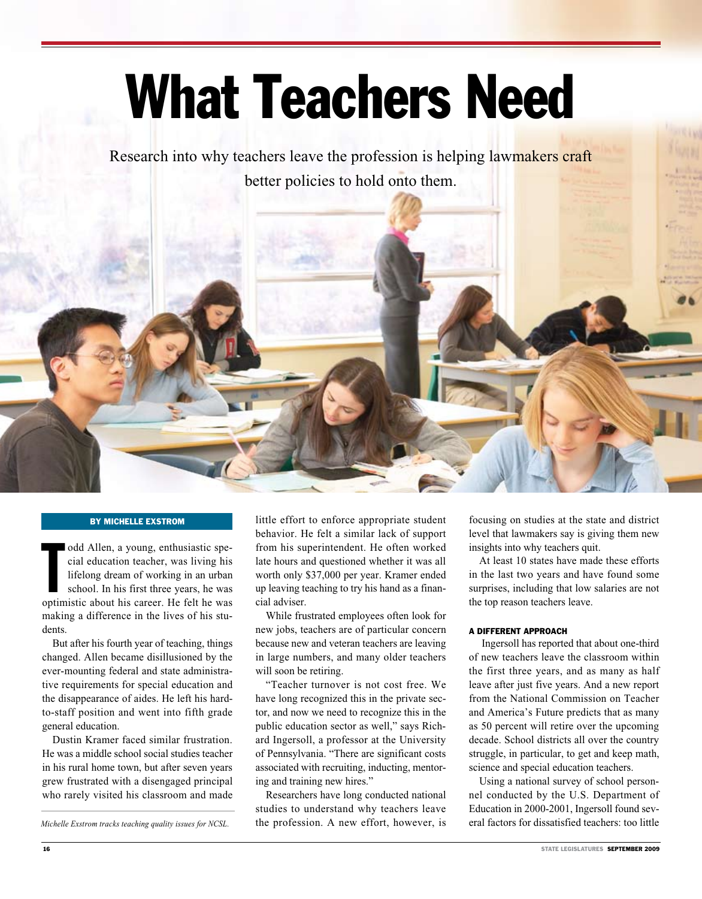# What Teachers Need

Research into why teachers leave the profession is helping lawmakers craft better policies to hold onto them.

**BY MICHELLE EXSTROM**

Todd Allen, a young, enthusiastic special education teacher, was living his lifelong dream of working in an urban school. In his first three years, he was optimistic about his career. He felt he was making a difference in the lives of his students.

But after his fourth year of teaching, things changed. Allen became disillusioned by the ever-mounting federal and state administrative requirements for special education and the disappearance of aides. He left his hard-to-staff position and went into fifth grade general education.

Dustin Kramer faced similar frustration. He was a middle school social studies teacher in his rural home town, but after seven years grew frustrated with a disengaged principal who rarely visited his classroom and made little effort to enforce appropriate student behavior. He felt a similar lack of support from his superintendent. He often worked late hours and questioned whether it was all worth only $37,000 per year. Kramer ended up leaving teaching to try his hand as a financial adviser.

While frustrated employees often look for new jobs, teachers are of particular concern because new and veteran teachers are leaving in large numbers, and many older teachers will soon be retiring.

"Teacher turnover is not cost free. We have long recognized this in the private sector, and now we need to recognize this in the public education sector as well," says Richard Ingersoll, a professor at the University of Pennsylvania. "There are significant costs associated with recruiting, inducting, mentoring and training new hires."

Researchers have long conducted national studies to understand why teachers leave the profession. A new effort, however, is focusing on studies at the state and district level that lawmakers say is giving them new insights into why teachers quit.

At least 10 states have made these efforts in the last two years and have found some surprises, including that low salaries are not the top reason teachers leave.

*Michelle Exstrom tracks teaching quality issues for NCSL.*

### A DIFFERENT APPROACH

Ingersoll has reported that about one-third of new teachers leave the classroom within the first three years, and as many as half leave after just five years. And a new report from the National Commission on Teacher and America's Future predicts that as many as 50 percent will retire over the upcoming decade. School districts all over the country struggle, in particular, to get and keep math, science and special education teachers.

Using a national survey of school personnel conducted by the U.S. Department of Education in 2000-2001, Ingersoll found several factors for dissatisfied teachers: too little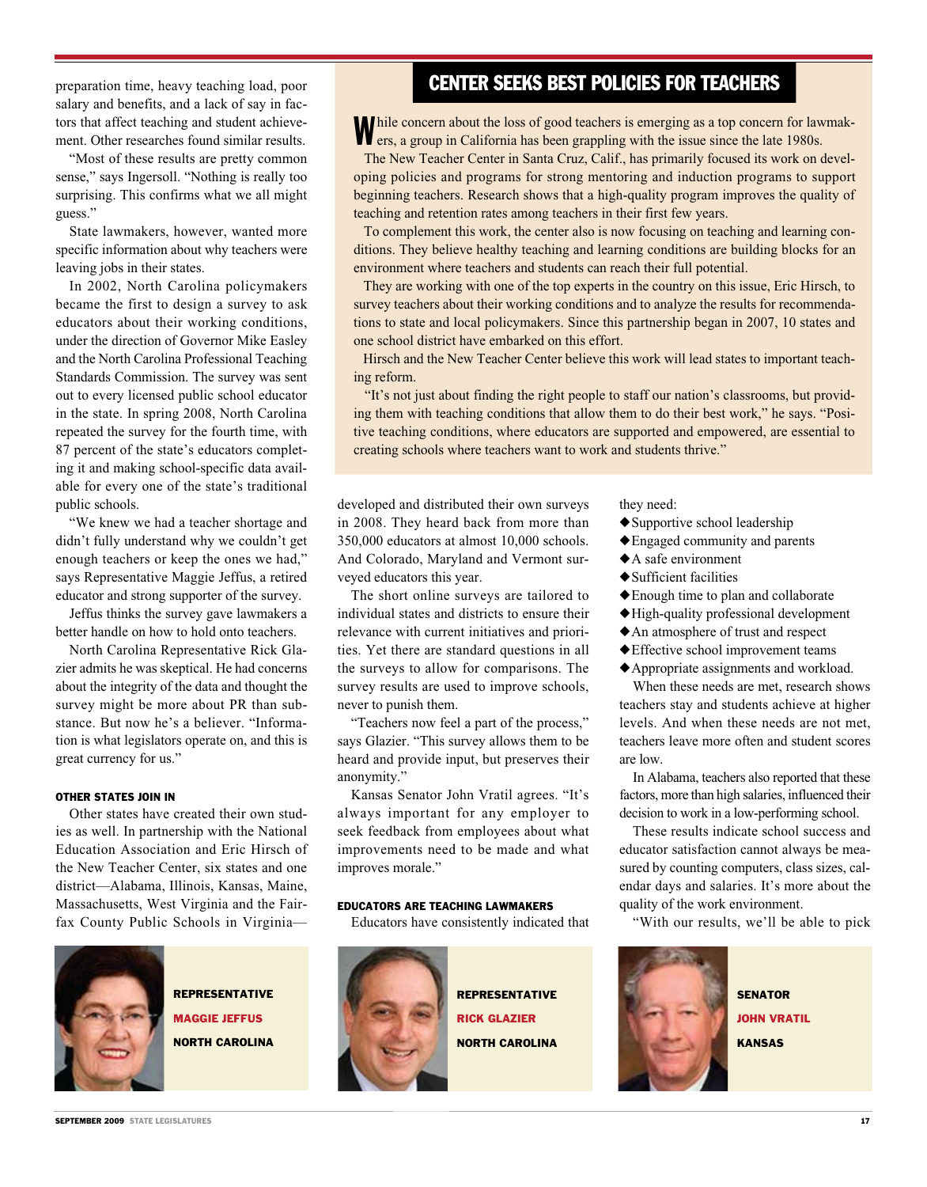preparation time, heavy teaching load, poor salary and benefits, and a lack of say in factors that affect teaching and student achievement. Other researches found similar results.

"Most of these results are pretty common sense," says Ingersoll. "Nothing is really too surprising. This confirms what we all might guess."

State lawmakers, however, wanted more specific information about why teachers were leaving jobs in their states.

In 2002, North Carolina policymakers became the first to design a survey to ask educators about their working conditions, under the direction of Governor Mike Easley and the North Carolina Professional Teaching Standards Commission. The survey was sent out to every licensed public school educator in the state. In spring 2008, North Carolina repeated the survey for the fourth time, with 87 percent of the state's educators completing it and making school-specific data available for every one of the state's traditional public schools.

"We knew we had a teacher shortage and didn't fully understand why we couldn't get enough teachers or keep the ones we had," says Representative Maggie Jeffus, a retired educator and strong supporter of the survey.

Jeffus thinks the survey gave lawmakers a better handle on how to hold onto teachers.

North Carolina Representative Rick Glazier admits he was skeptical. He had concerns about the integrity of the data and thought the survey might be more about PR than substance. But now he's a believer. "Information is what legislators operate on, and this is great currency for us."

### OTHER STATES JOIN IN

Other states have created their own studies as well. In partnership with the National Education Association and Eric Hirsch of the New Teacher Center, six states and one district—Alabama, Illinois, Kansas, Maine, Massachusetts, West Virginia and the Fairfax County Public Schools in Virginia—developed and distributed their own surveys in 2008. They heard back from more than 350,000 educators at almost 10,000 schools. And Colorado, Maryland and Vermont surveyed educators this year.

The short online surveys are tailored to individual states and districts to ensure their relevance with current initiatives and priorities. Yet there are standard questions in all the surveys to allow for comparisons. The survey results are used to improve schools, never to punish them.

"Teachers now feel a part of the process," says Glazier. "This survey allows them to be heard and provide input, but preserves their anonymity."

Kansas Senator John Vratil agrees. "It's always important for any employer to seek feedback from employees about what improvements need to be made and what improves morale."

### EDUCATORS ARE TEACHING LAWMAKERS

Educators have consistently indicated that they need:

- Supportive school leadership
- Engaged community and parents
- A safe environment
- Sufficient facilities
- Enough time to plan and collaborate
- High-quality professional development
- An atmosphere of trust and respect
- Effective school improvement teams
- Appropriate assignments and workload.

When these needs are met, research shows teachers stay and students achieve at higher levels. And when these needs are not met, teachers leave more often and student scores are low.

In Alabama, teachers also reported that these factors, more than high salaries, influenced their decision to work in a low-performing school.

These results indicate school success and educator satisfaction cannot always be measured by counting computers, class sizes, calendar days and salaries. It's more about the quality of the work environment.

"With our results, we'll be able to pick

## CENTER SEEKS BEST POLICIES FOR TEACHERS

While concern about the loss of good teachers is emerging as a top concern for lawmakers, a group in California has been grappling with the issue since the late 1980s.

The New Teacher Center in Santa Cruz, Calif., has primarily focused its work on developing policies and programs for strong mentoring and induction programs to support beginning teachers. Research shows that a high-quality program improves the quality of teaching and retention rates among teachers in their first few years.

To complement this work, the center also is now focusing on teaching and learning conditions. They believe healthy teaching and learning conditions are building blocks for an environment where teachers and students can reach their full potential.

They are working with one of the top experts in the country on this issue, Eric Hirsch, to survey teachers about their working conditions and to analyze the results for recommendations to state and local policymakers. Since this partnership began in 2007, 10 states and one school district have embarked on this effort.

Hirsch and the New Teacher Center believe this work will lead states to important teaching reform.

"It's not just about finding the right people to staff our nation's classrooms, but providing them with teaching conditions that allow them to do their best work," he says. "Positive teaching conditions, where educators are supported and empowered, are essential to creating schools where teachers want to work and students thrive."

**REPRESENTATIVE MAGGIE JEFFUS NORTH CAROLINA**

**REPRESENTATIVE RICK GLAZIER NORTH CAROLINA**

**SENATOR JOHN VRATIL KANSAS**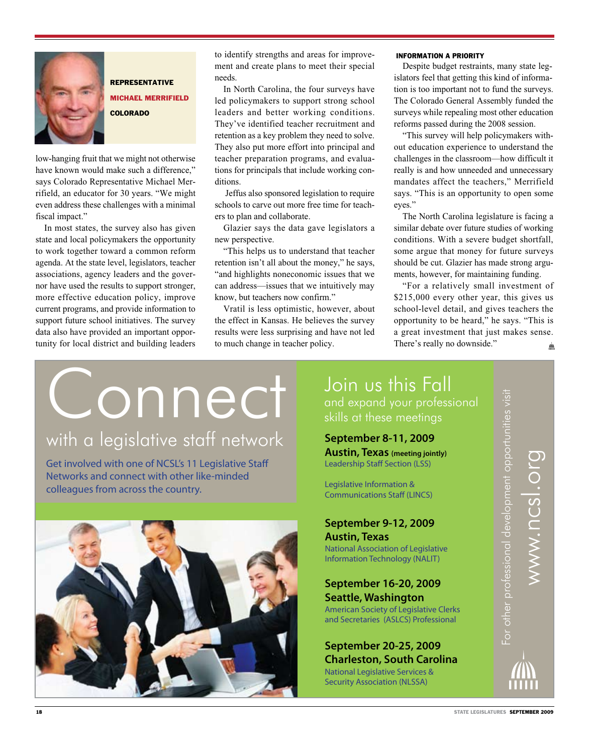**REPRESENTATIVE**
**MICHAEL MERRIFIELD**
**COLORADO**

low-hanging fruit that we might not otherwise have known would make such a difference," says Colorado Representative Michael Merrifield, an educator for 30 years. "We might even address these challenges with a minimal fiscal impact."

In most states, the survey also has given state and local policymakers the opportunity to work together toward a common reform agenda. At the state level, legislators, teacher associations, agency leaders and the governor have used the results to support stronger, more effective education policy, improve current programs, and provide information to support future school initiatives. The survey data also have provided an important opportunity for local district and building leaders to identify strengths and areas for improvement and create plans to meet their special needs.

In North Carolina, the four surveys have led policymakers to support strong school leaders and better working conditions. They've identified teacher recruitment and retention as a key problem they need to solve. They also put more effort into principal and teacher preparation programs, and evaluations for principals that include working conditions.

Jeffus also sponsored legislation to require schools to carve out more free time for teachers to plan and collaborate.

Glazier says the data gave legislators a new perspective.

"This helps us to understand that teacher retention isn't all about the money," he says, "and highlights noneconomic issues that we can address—issues that we intuitively may know, but teachers now confirm."

Vratil is less optimistic, however, about the effect in Kansas. He believes the survey results were less surprising and have not led to much change in teacher policy.

#### INFORMATION A PRIORITY

Despite budget restraints, many state legislators feel that getting this kind of information is too important not to fund the surveys. The Colorado General Assembly funded the surveys while repealing most other education reforms passed during the 2008 session.

"This survey will help policymakers without education experience to understand the challenges in the classroom—how difficult it really is and how unneeded and unnecessary mandates affect the teachers," Merrifield says. "This is an opportunity to open some eyes."

The North Carolina legislature is facing a similar debate over future studies of working conditions. With a severe budget shortfall, some argue that money for future surveys should be cut. Glazier has made strong arguments, however, for maintaining funding.

"For a relatively small investment of $215,000 every other year, this gives us school-level detail, and gives teachers the opportunity to be heard," he says. "This is a great investment that just makes sense. There's really no downside."

---

# Connect

## with a legislative staff network

Get involved with one of NCSL's 11 Legislative Staff Networks and connect with other like-minded colleagues from across the country.

## Join us this Fall

and expand your professional skills at these meetings

**September 8-11, 2009**
**Austin, Texas (meeting jointly)**
Leadership Staff Section (LSS)

Legislative Information & Communications Staff (LINCS)

**September 9-12, 2009**
**Austin, Texas**
National Association of Legislative Information Technology (NALIT)

**September 16-20, 2009**
**Seattle, Washington**
American Society of Legislative Clerks and Secretaries (ASLCS) Professional

**September 20-25, 2009**
**Charleston, South Carolina**
National Legislative Services & Security Association (NLSSA)

For other professional development opportunities visit www.ncsl.org